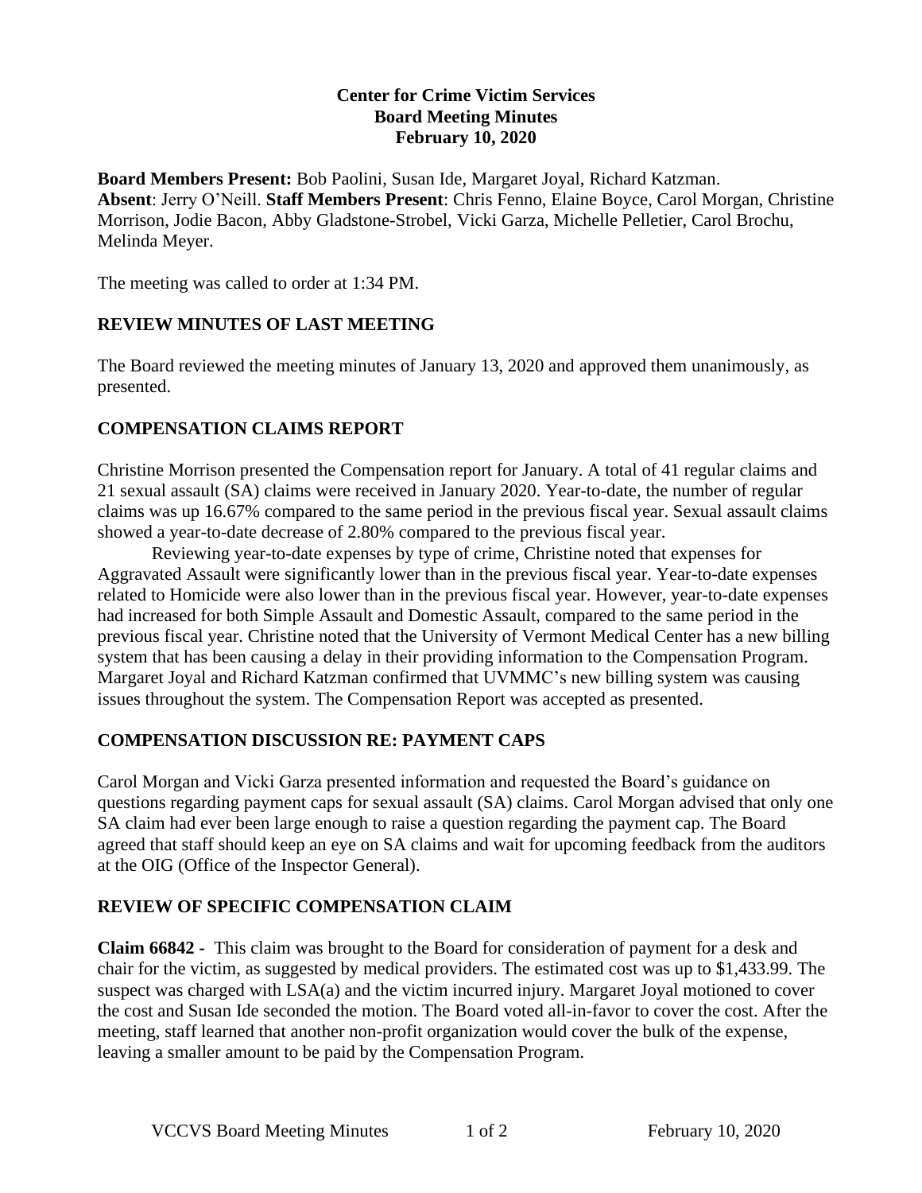**Center for Crime Victim Services**
**Board Meeting Minutes**
**February 10, 2020**

**Board Members Present:** Bob Paolini, Susan Ide, Margaret Joyal, Richard Katzman. **Absent**: Jerry O'Neill. **Staff Members Present**: Chris Fenno, Elaine Boyce, Carol Morgan, Christine Morrison, Jodie Bacon, Abby Gladstone-Strobel, Vicki Garza, Michelle Pelletier, Carol Brochu, Melinda Meyer.

The meeting was called to order at 1:34 PM.

## REVIEW MINUTES OF LAST MEETING

The Board reviewed the meeting minutes of January 13, 2020 and approved them unanimously, as presented.

## COMPENSATION CLAIMS REPORT

Christine Morrison presented the Compensation report for January. A total of 41 regular claims and 21 sexual assault (SA) claims were received in January 2020. Year-to-date, the number of regular claims was up 16.67% compared to the same period in the previous fiscal year. Sexual assault claims showed a year-to-date decrease of 2.80% compared to the previous fiscal year.

Reviewing year-to-date expenses by type of crime, Christine noted that expenses for Aggravated Assault were significantly lower than in the previous fiscal year. Year-to-date expenses related to Homicide were also lower than in the previous fiscal year. However, year-to-date expenses had increased for both Simple Assault and Domestic Assault, compared to the same period in the previous fiscal year. Christine noted that the University of Vermont Medical Center has a new billing system that has been causing a delay in their providing information to the Compensation Program. Margaret Joyal and Richard Katzman confirmed that UVMMC's new billing system was causing issues throughout the system. The Compensation Report was accepted as presented.

## COMPENSATION DISCUSSION RE: PAYMENT CAPS

Carol Morgan and Vicki Garza presented information and requested the Board's guidance on questions regarding payment caps for sexual assault (SA) claims. Carol Morgan advised that only one SA claim had ever been large enough to raise a question regarding the payment cap. The Board agreed that staff should keep an eye on SA claims and wait for upcoming feedback from the auditors at the OIG (Office of the Inspector General).

## REVIEW OF SPECIFIC COMPENSATION CLAIM

**Claim 66842 -** This claim was brought to the Board for consideration of payment for a desk and chair for the victim, as suggested by medical providers. The estimated cost was up to $1,433.99. The suspect was charged with LSA(a) and the victim incurred injury. Margaret Joyal motioned to cover the cost and Susan Ide seconded the motion. The Board voted all-in-favor to cover the cost. After the meeting, staff learned that another non-profit organization would cover the bulk of the expense, leaving a smaller amount to be paid by the Compensation Program.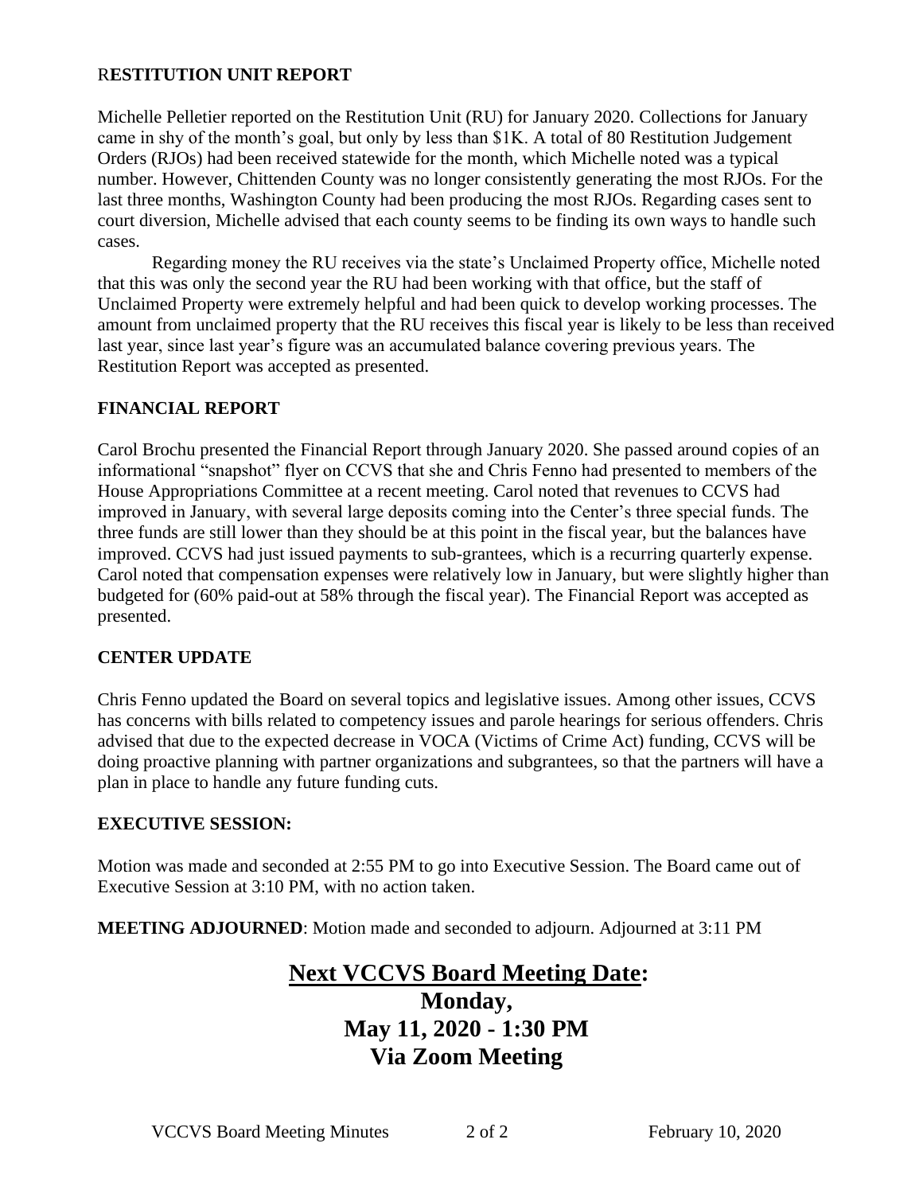**RESTITUTION UNIT REPORT**

Michelle Pelletier reported on the Restitution Unit (RU) for January 2020. Collections for January came in shy of the month's goal, but only by less than $1K. A total of 80 Restitution Judgement Orders (RJOs) had been received statewide for the month, which Michelle noted was a typical number. However, Chittenden County was no longer consistently generating the most RJOs. For the last three months, Washington County had been producing the most RJOs. Regarding cases sent to court diversion, Michelle advised that each county seems to be finding its own ways to handle such cases.

Regarding money the RU receives via the state's Unclaimed Property office, Michelle noted that this was only the second year the RU had been working with that office, but the staff of Unclaimed Property were extremely helpful and had been quick to develop working processes. The amount from unclaimed property that the RU receives this fiscal year is likely to be less than received last year, since last year's figure was an accumulated balance covering previous years. The Restitution Report was accepted as presented.

**FINANCIAL REPORT**

Carol Brochu presented the Financial Report through January 2020. She passed around copies of an informational "snapshot" flyer on CCVS that she and Chris Fenno had presented to members of the House Appropriations Committee at a recent meeting. Carol noted that revenues to CCVS had improved in January, with several large deposits coming into the Center's three special funds. The three funds are still lower than they should be at this point in the fiscal year, but the balances have improved. CCVS had just issued payments to sub-grantees, which is a recurring quarterly expense. Carol noted that compensation expenses were relatively low in January, but were slightly higher than budgeted for (60% paid-out at 58% through the fiscal year). The Financial Report was accepted as presented.

**CENTER UPDATE**

Chris Fenno updated the Board on several topics and legislative issues. Among other issues, CCVS has concerns with bills related to competency issues and parole hearings for serious offenders. Chris advised that due to the expected decrease in VOCA (Victims of Crime Act) funding, CCVS will be doing proactive planning with partner organizations and subgrantees, so that the partners will have a plan in place to handle any future funding cuts.

**EXECUTIVE SESSION:**

Motion was made and seconded at 2:55 PM to go into Executive Session. The Board came out of Executive Session at 3:10 PM, with no action taken.

**MEETING ADJOURNED**: Motion made and seconded to adjourn. Adjourned at 3:11 PM

**Next VCCVS Board Meeting Date:**
**Monday,**
**May 11, 2020 - 1:30 PM**
**Via Zoom Meeting**